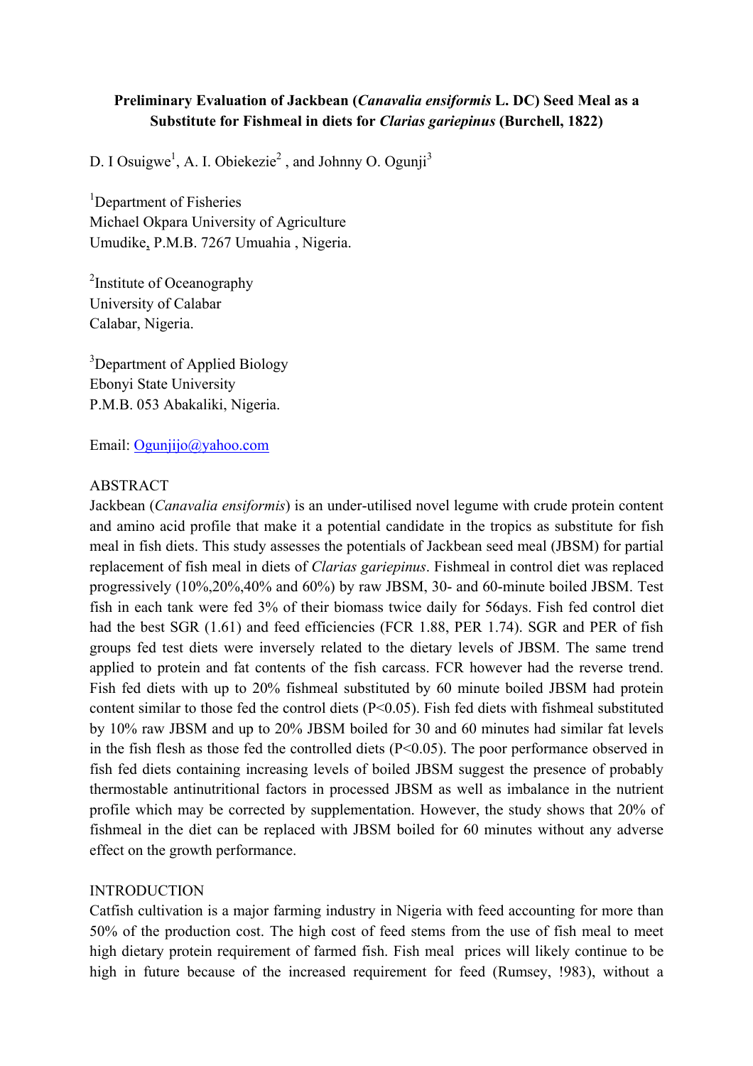# Preliminary Evaluation of Jackbean (*Canavalia ensiformis* L. DC) Seed Meal as a Substitute for Fishmeal in diets for *Clarias gariepinus* (Burchell, 1822)

D. I Osuigwe[1], A. I. Obiekezie[2] , and Johnny O. Ogunji[3]

[1]Department of Fisheries
Michael Okpara University of Agriculture
Umudike, P.M.B. 7267 Umuahia , Nigeria.

[2]Institute of Oceanography
University of Calabar
Calabar, Nigeria.

[3]Department of Applied Biology
Ebonyi State University
P.M.B. 053 Abakaliki, Nigeria.

Email: Ogunjijo@yahoo.com

## ABSTRACT

Jackbean (*Canavalia ensiformis*) is an under-utilised novel legume with crude protein content and amino acid profile that make it a potential candidate in the tropics as substitute for fish meal in fish diets. This study assesses the potentials of Jackbean seed meal (JBSM) for partial replacement of fish meal in diets of *Clarias gariepinus*. Fishmeal in control diet was replaced progressively (10%,20%,40% and 60%) by raw JBSM, 30- and 60-minute boiled JBSM. Test fish in each tank were fed 3% of their biomass twice daily for 56days. Fish fed control diet had the best SGR (1.61) and feed efficiencies (FCR 1.88, PER 1.74). SGR and PER of fish groups fed test diets were inversely related to the dietary levels of JBSM. The same trend applied to protein and fat contents of the fish carcass. FCR however had the reverse trend. Fish fed diets with up to 20% fishmeal substituted by 60 minute boiled JBSM had protein content similar to those fed the control diets ($P<0.05$). Fish fed diets with fishmeal substituted by 10% raw JBSM and up to 20% JBSM boiled for 30 and 60 minutes had similar fat levels in the fish flesh as those fed the controlled diets ($P<0.05$). The poor performance observed in fish fed diets containing increasing levels of boiled JBSM suggest the presence of probably thermostable antinutritional factors in processed JBSM as well as imbalance in the nutrient profile which may be corrected by supplementation. However, the study shows that 20% of fishmeal in the diet can be replaced with JBSM boiled for 60 minutes without any adverse effect on the growth performance.

## INTRODUCTION

Catfish cultivation is a major farming industry in Nigeria with feed accounting for more than 50% of the production cost. The high cost of feed stems from the use of fish meal to meet high dietary protein requirement of farmed fish. Fish meal prices will likely continue to be high in future because of the increased requirement for feed (Rumsey, !983), without a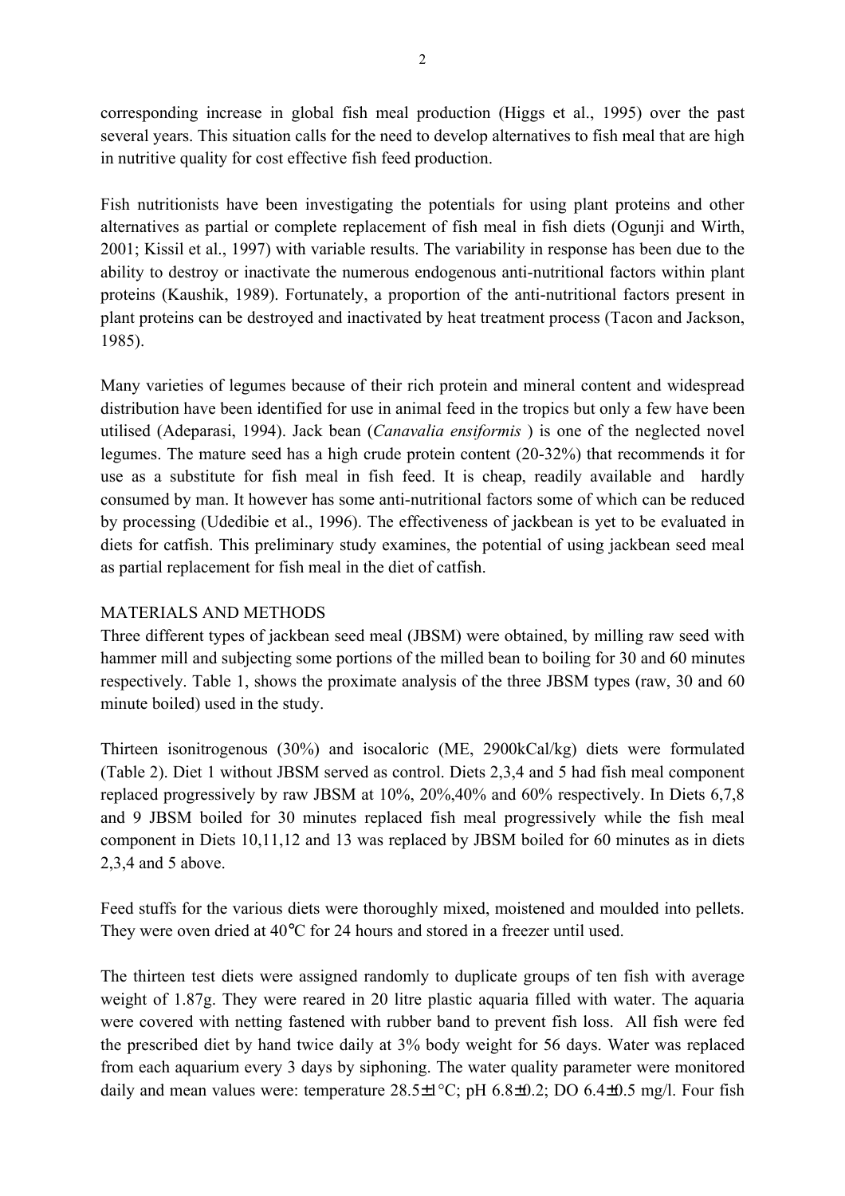corresponding increase in global fish meal production (Higgs et al., 1995) over the past several years. This situation calls for the need to develop alternatives to fish meal that are high in nutritive quality for cost effective fish feed production.

Fish nutritionists have been investigating the potentials for using plant proteins and other alternatives as partial or complete replacement of fish meal in fish diets (Ogunji and Wirth, 2001; Kissil et al., 1997) with variable results. The variability in response has been due to the ability to destroy or inactivate the numerous endogenous anti-nutritional factors within plant proteins (Kaushik, 1989). Fortunately, a proportion of the anti-nutritional factors present in plant proteins can be destroyed and inactivated by heat treatment process (Tacon and Jackson, 1985).

Many varieties of legumes because of their rich protein and mineral content and widespread distribution have been identified for use in animal feed in the tropics but only a few have been utilised (Adeparasi, 1994). Jack bean (*Canavalia ensiformis* ) is one of the neglected novel legumes. The mature seed has a high crude protein content (20-32%) that recommends it for use as a substitute for fish meal in fish feed. It is cheap, readily available and hardly consumed by man. It however has some anti-nutritional factors some of which can be reduced by processing (Udedibie et al., 1996). The effectiveness of jackbean is yet to be evaluated in diets for catfish. This preliminary study examines, the potential of using jackbean seed meal as partial replacement for fish meal in the diet of catfish.

## MATERIALS AND METHODS

Three different types of jackbean seed meal (JBSM) were obtained, by milling raw seed with hammer mill and subjecting some portions of the milled bean to boiling for 30 and 60 minutes respectively. Table 1, shows the proximate analysis of the three JBSM types (raw, 30 and 60 minute boiled) used in the study.

Thirteen isonitrogenous (30%) and isocaloric (ME, 2900kCal/kg) diets were formulated (Table 2). Diet 1 without JBSM served as control. Diets 2,3,4 and 5 had fish meal component replaced progressively by raw JBSM at 10%, 20%,40% and 60% respectively. In Diets 6,7,8 and 9 JBSM boiled for 30 minutes replaced fish meal progressively while the fish meal component in Diets 10,11,12 and 13 was replaced by JBSM boiled for 60 minutes as in diets 2,3,4 and 5 above.

Feed stuffs for the various diets were thoroughly mixed, moistened and moulded into pellets. They were oven dried at 40°C for 24 hours and stored in a freezer until used.

The thirteen test diets were assigned randomly to duplicate groups of ten fish with average weight of 1.87g. They were reared in 20 litre plastic aquaria filled with water. The aquaria were covered with netting fastened with rubber band to prevent fish loss. All fish were fed the prescribed diet by hand twice daily at 3% body weight for 56 days. Water was replaced from each aquarium every 3 days by siphoning. The water quality parameter were monitored daily and mean values were: temperature 28.5±1°C; pH 6.8±0.2; DO 6.4±0.5 mg/l. Four fish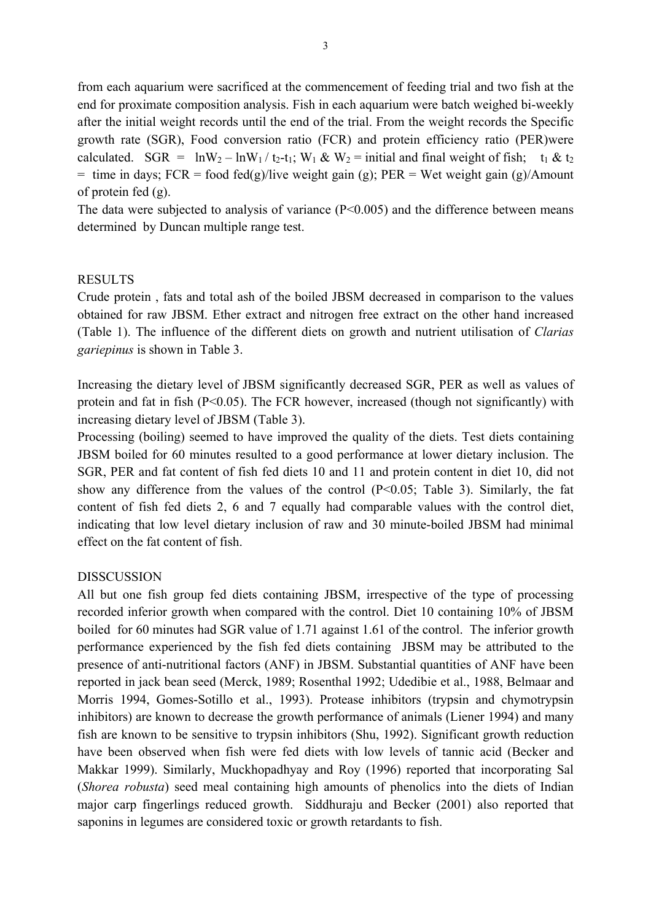from each aquarium were sacrificed at the commencement of feeding trial and two fish at the end for proximate composition analysis. Fish in each aquarium were batch weighed bi-weekly after the initial weight records until the end of the trial. From the weight records the Specific growth rate (SGR), Food conversion ratio (FCR) and protein efficiency ratio (PER)were calculated. SGR = $\ln W_2 - \ln W_1 / t_2 - t_1$; $W_1$ & $W_2$ = initial and final weight of fish; $t_1$ & $t_2$ = time in days; FCR = food fed(g)/live weight gain (g); PER = Wet weight gain (g)/Amount of protein fed (g).

The data were subjected to analysis of variance ($P<0.005$) and the difference between means determined by Duncan multiple range test.

## RESULTS

Crude protein , fats and total ash of the boiled JBSM decreased in comparison to the values obtained for raw JBSM. Ether extract and nitrogen free extract on the other hand increased (Table 1). The influence of the different diets on growth and nutrient utilisation of *Clarias gariepinus* is shown in Table 3.

Increasing the dietary level of JBSM significantly decreased SGR, PER as well as values of protein and fat in fish ($P<0.05$). The FCR however, increased (though not significantly) with increasing dietary level of JBSM (Table 3).

Processing (boiling) seemed to have improved the quality of the diets. Test diets containing JBSM boiled for 60 minutes resulted to a good performance at lower dietary inclusion. The SGR, PER and fat content of fish fed diets 10 and 11 and protein content in diet 10, did not show any difference from the values of the control ($P<0.05$; Table 3). Similarly, the fat content of fish fed diets 2, 6 and 7 equally had comparable values with the control diet, indicating that low level dietary inclusion of raw and 30 minute-boiled JBSM had minimal effect on the fat content of fish.

## DISSCUSSION

All but one fish group fed diets containing JBSM, irrespective of the type of processing recorded inferior growth when compared with the control. Diet 10 containing 10% of JBSM boiled for 60 minutes had SGR value of 1.71 against 1.61 of the control. The inferior growth performance experienced by the fish fed diets containing JBSM may be attributed to the presence of anti-nutritional factors (ANF) in JBSM. Substantial quantities of ANF have been reported in jack bean seed (Merck, 1989; Rosenthal 1992; Udedibie et al., 1988, Belmaar and Morris 1994, Gomes-Sotillo et al., 1993). Protease inhibitors (trypsin and chymotrypsin inhibitors) are known to decrease the growth performance of animals (Liener 1994) and many fish are known to be sensitive to trypsin inhibitors (Shu, 1992). Significant growth reduction have been observed when fish were fed diets with low levels of tannic acid (Becker and Makkar 1999). Similarly, Muckhopadhyay and Roy (1996) reported that incorporating Sal (*Shorea robusta*) seed meal containing high amounts of phenolics into the diets of Indian major carp fingerlings reduced growth. Siddhuraju and Becker (2001) also reported that saponins in legumes are considered toxic or growth retardants to fish.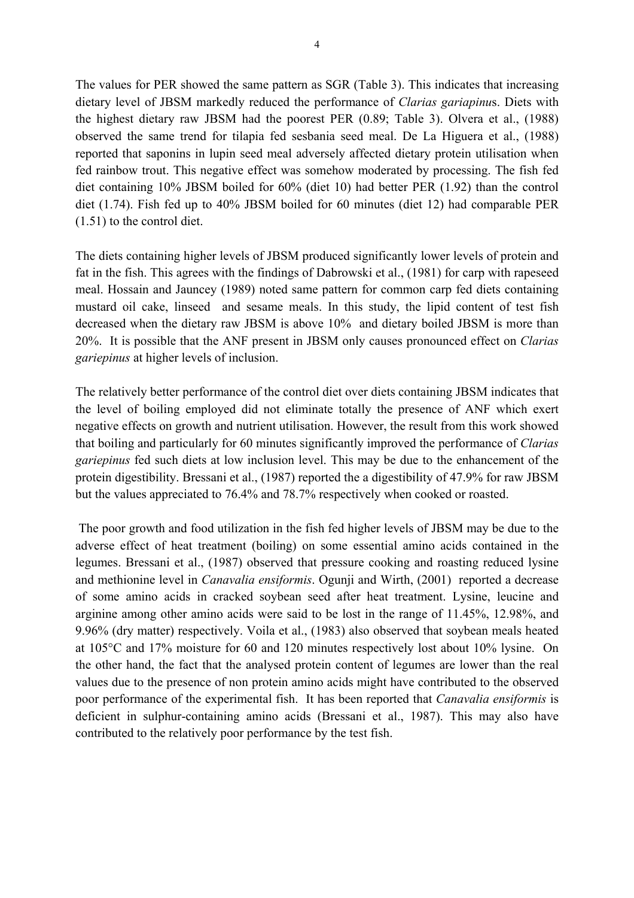The values for PER showed the same pattern as SGR (Table 3). This indicates that increasing dietary level of JBSM markedly reduced the performance of *Clarias gariapinus*. Diets with the highest dietary raw JBSM had the poorest PER (0.89; Table 3). Olvera et al., (1988) observed the same trend for tilapia fed sesbania seed meal. De La Higuera et al., (1988) reported that saponins in lupin seed meal adversely affected dietary protein utilisation when fed rainbow trout. This negative effect was somehow moderated by processing. The fish fed diet containing 10% JBSM boiled for 60% (diet 10) had better PER (1.92) than the control diet (1.74). Fish fed up to 40% JBSM boiled for 60 minutes (diet 12) had comparable PER (1.51) to the control diet.

The diets containing higher levels of JBSM produced significantly lower levels of protein and fat in the fish. This agrees with the findings of Dabrowski et al., (1981) for carp with rapeseed meal. Hossain and Jauncey (1989) noted same pattern for common carp fed diets containing mustard oil cake, linseed and sesame meals. In this study, the lipid content of test fish decreased when the dietary raw JBSM is above 10% and dietary boiled JBSM is more than 20%. It is possible that the ANF present in JBSM only causes pronounced effect on *Clarias gariepinus* at higher levels of inclusion.

The relatively better performance of the control diet over diets containing JBSM indicates that the level of boiling employed did not eliminate totally the presence of ANF which exert negative effects on growth and nutrient utilisation. However, the result from this work showed that boiling and particularly for 60 minutes significantly improved the performance of *Clarias gariepinus* fed such diets at low inclusion level. This may be due to the enhancement of the protein digestibility. Bressani et al., (1987) reported the a digestibility of 47.9% for raw JBSM but the values appreciated to 76.4% and 78.7% respectively when cooked or roasted.

The poor growth and food utilization in the fish fed higher levels of JBSM may be due to the adverse effect of heat treatment (boiling) on some essential amino acids contained in the legumes. Bressani et al., (1987) observed that pressure cooking and roasting reduced lysine and methionine level in *Canavalia ensiformis*. Ogunji and Wirth, (2001) reported a decrease of some amino acids in cracked soybean seed after heat treatment. Lysine, leucine and arginine among other amino acids were said to be lost in the range of 11.45%, 12.98%, and 9.96% (dry matter) respectively. Voila et al., (1983) also observed that soybean meals heated at 105°C and 17% moisture for 60 and 120 minutes respectively lost about 10% lysine. On the other hand, the fact that the analysed protein content of legumes are lower than the real values due to the presence of non protein amino acids might have contributed to the observed poor performance of the experimental fish. It has been reported that *Canavalia ensiformis* is deficient in sulphur-containing amino acids (Bressani et al., 1987). This may also have contributed to the relatively poor performance by the test fish.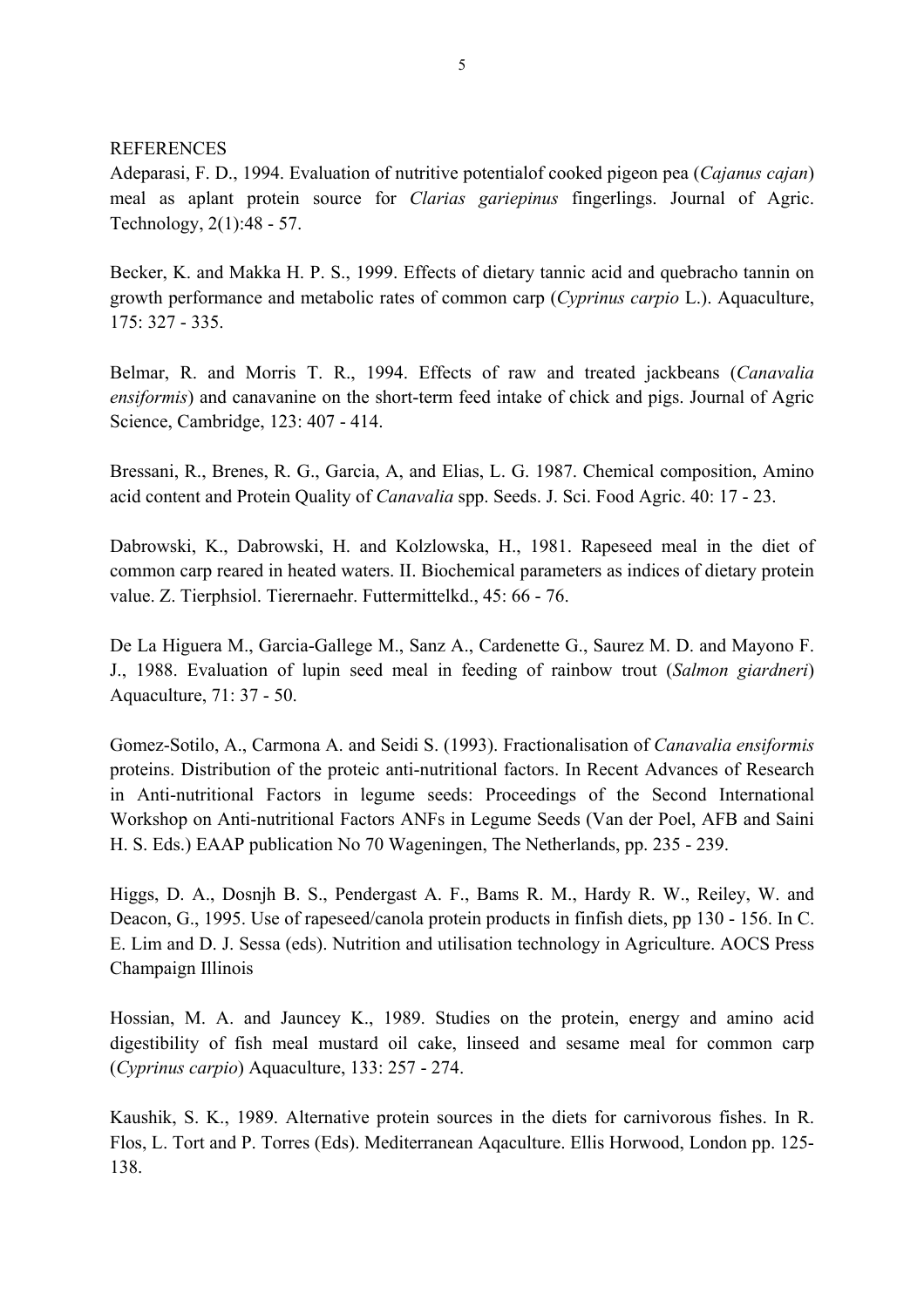REFERENCES

Adeparasi, F. D., 1994. Evaluation of nutritive potentialof cooked pigeon pea (*Cajanus cajan*) meal as aplant protein source for *Clarias gariepinus* fingerlings. Journal of Agric. Technology, 2(1):48 - 57.

Becker, K. and Makka H. P. S., 1999. Effects of dietary tannic acid and quebracho tannin on growth performance and metabolic rates of common carp (*Cyprinus carpio* L.). Aquaculture, 175: 327 - 335.

Belmar, R. and Morris T. R., 1994. Effects of raw and treated jackbeans (*Canavalia ensiformis*) and canavanine on the short-term feed intake of chick and pigs. Journal of Agric Science, Cambridge, 123: 407 - 414.

Bressani, R., Brenes, R. G., Garcia, A, and Elias, L. G. 1987. Chemical composition, Amino acid content and Protein Quality of *Canavalia* spp. Seeds. J. Sci. Food Agric. 40: 17 - 23.

Dabrowski, K., Dabrowski, H. and Kolzlowska, H., 1981. Rapeseed meal in the diet of common carp reared in heated waters. II. Biochemical parameters as indices of dietary protein value. Z. Tierphsiol. Tierernaehr. Futtermittelkd., 45: 66 - 76.

De La Higuera M., Garcia-Gallege M., Sanz A., Cardenette G., Saurez M. D. and Mayono F. J., 1988. Evaluation of lupin seed meal in feeding of rainbow trout (*Salmon giardneri*) Aquaculture, 71: 37 - 50.

Gomez-Sotilo, A., Carmona A. and Seidi S. (1993). Fractionalisation of *Canavalia ensiformis* proteins. Distribution of the proteic anti-nutritional factors. In Recent Advances of Research in Anti-nutritional Factors in legume seeds: Proceedings of the Second International Workshop on Anti-nutritional Factors ANFs in Legume Seeds (Van der Poel, AFB and Saini H. S. Eds.) EAAP publication No 70 Wageningen, The Netherlands, pp. 235 - 239.

Higgs, D. A., Dosnjh B. S., Pendergast A. F., Bams R. M., Hardy R. W., Reiley, W. and Deacon, G., 1995. Use of rapeseed/canola protein products in finfish diets, pp 130 - 156. In C. E. Lim and D. J. Sessa (eds). Nutrition and utilisation technology in Agriculture. AOCS Press Champaign Illinois

Hossian, M. A. and Jauncey K., 1989. Studies on the protein, energy and amino acid digestibility of fish meal mustard oil cake, linseed and sesame meal for common carp (*Cyprinus carpio*) Aquaculture, 133: 257 - 274.

Kaushik, S. K., 1989. Alternative protein sources in the diets for carnivorous fishes. In R. Flos, L. Tort and P. Torres (Eds). Mediterranean Aqaculture. Ellis Horwood, London pp. 125-138.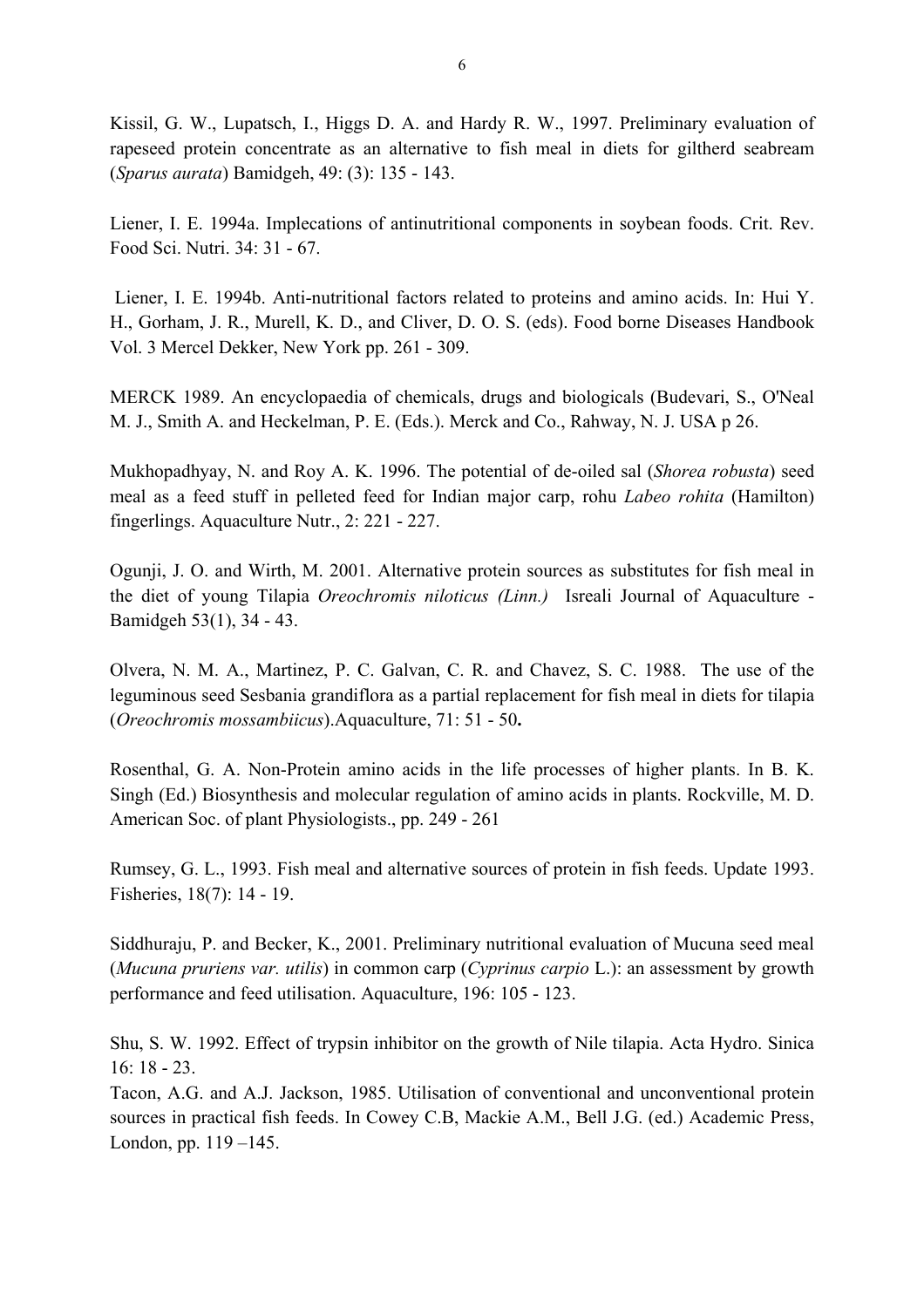Kissil, G. W., Lupatsch, I., Higgs D. A. and Hardy R. W., 1997. Preliminary evaluation of rapeseed protein concentrate as an alternative to fish meal in diets for giltherd seabream (*Sparus aurata*) Bamidgeh, 49: (3): 135 - 143.

Liener, I. E. 1994a. Implecations of antinutritional components in soybean foods. Crit. Rev. Food Sci. Nutri. 34: 31 - 67.

Liener, I. E. 1994b. Anti-nutritional factors related to proteins and amino acids. In: Hui Y. H., Gorham, J. R., Murell, K. D., and Cliver, D. O. S. (eds). Food borne Diseases Handbook Vol. 3 Mercel Dekker, New York pp. 261 - 309.

MERCK 1989. An encyclopaedia of chemicals, drugs and biologicals (Budevari, S., O'Neal M. J., Smith A. and Heckelman, P. E. (Eds.). Merck and Co., Rahway, N. J. USA p 26.

Mukhopadhyay, N. and Roy A. K. 1996. The potential of de-oiled sal (*Shorea robusta*) seed meal as a feed stuff in pelleted feed for Indian major carp, rohu *Labeo rohita* (Hamilton) fingerlings. Aquaculture Nutr., 2: 221 - 227.

Ogunji, J. O. and Wirth, M. 2001. Alternative protein sources as substitutes for fish meal in the diet of young Tilapia *Oreochromis niloticus (Linn.)* Isreali Journal of Aquaculture - Bamidgeh 53(1), 34 - 43.

Olvera, N. M. A., Martinez, P. C. Galvan, C. R. and Chavez, S. C. 1988. The use of the leguminous seed Sesbania grandiflora as a partial replacement for fish meal in diets for tilapia (*Oreochromis mossambiicus*).Aquaculture, 71: 51 - 50**.**

Rosenthal, G. A. Non-Protein amino acids in the life processes of higher plants. In B. K. Singh (Ed.) Biosynthesis and molecular regulation of amino acids in plants. Rockville, M. D. American Soc. of plant Physiologists., pp. 249 - 261

Rumsey, G. L., 1993. Fish meal and alternative sources of protein in fish feeds. Update 1993. Fisheries, 18(7): 14 - 19.

Siddhuraju, P. and Becker, K., 2001. Preliminary nutritional evaluation of Mucuna seed meal (*Mucuna pruriens var. utilis*) in common carp (*Cyprinus carpio* L.): an assessment by growth performance and feed utilisation. Aquaculture, 196: 105 - 123.

Shu, S. W. 1992. Effect of trypsin inhibitor on the growth of Nile tilapia. Acta Hydro. Sinica 16: 18 - 23.

Tacon, A.G. and A.J. Jackson, 1985. Utilisation of conventional and unconventional protein sources in practical fish feeds. In Cowey C.B, Mackie A.M., Bell J.G. (ed.) Academic Press, London, pp. 119 –145.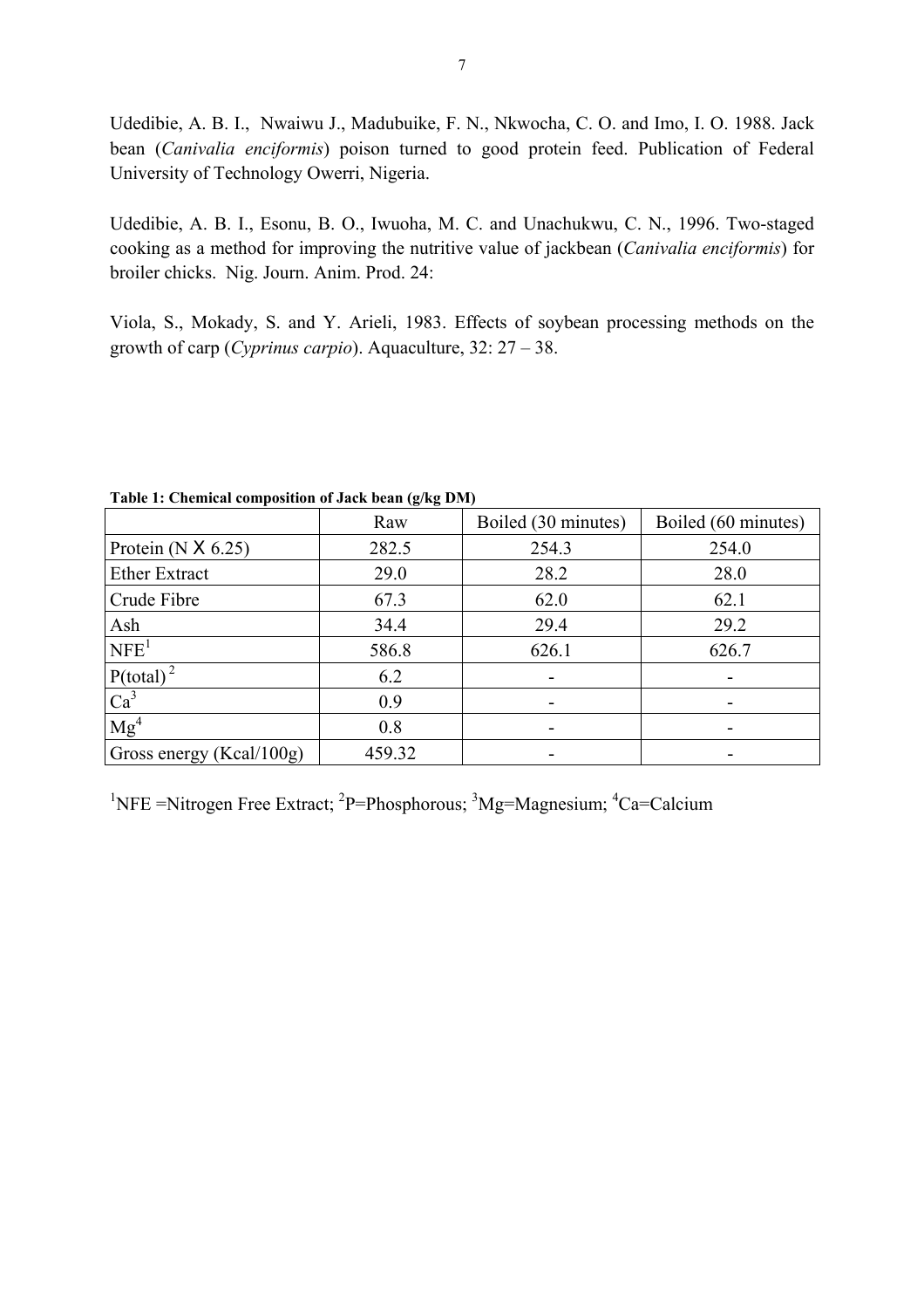Udedibie, A. B. I., Nwaiwu J., Madubuike, F. N., Nkwocha, C. O. and Imo, I. O. 1988. Jack bean (*Canivalia enciformis*) poison turned to good protein feed. Publication of Federal University of Technology Owerri, Nigeria.

Udedibie, A. B. I., Esonu, B. O., Iwuoha, M. C. and Unachukwu, C. N., 1996. Two-staged cooking as a method for improving the nutritive value of jackbean (*Canivalia enciformis*) for broiler chicks. Nig. Journ. Anim. Prod. 24:

Viola, S., Mokady, S. and Y. Arieli, 1983. Effects of soybean processing methods on the growth of carp (*Cyprinus carpio*). Aquaculture, 32: 27 – 38.

**Table 1: Chemical composition of Jack bean (g/kg DM)**

| | Raw | Boiled (30 minutes) | Boiled (60 minutes) |
|---|---|---|---|
| Protein (N X 6.25) | 282.5 | 254.3 | 254.0 |
| Ether Extract | 29.0 | 28.2 | 28.0 |
| Crude Fibre | 67.3 | 62.0 | 62.1 |
| Ash | 34.4 | 29.4 | 29.2 |
| NFE[1] | 586.8 | 626.1 | 626.7 |
| P(total)[2] | 6.2 | - | - |
| Ca[3] | 0.9 | - | - |
| Mg[4] | 0.8 | - | - |
| Gross energy (Kcal/100g) | 459.32 | - | - |

[1]NFE =Nitrogen Free Extract; [2]P=Phosphorous; [3]Mg=Magnesium; [4]Ca=Calcium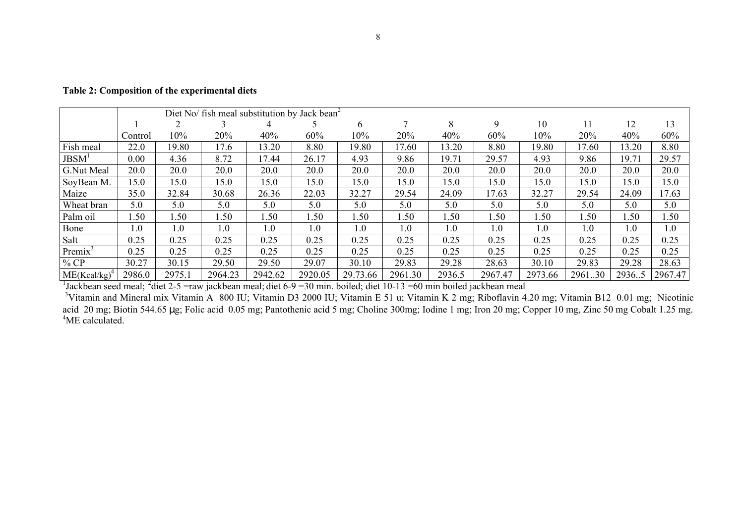**Table 2: Composition of the experimental diets**

| | Diet No/ fish meal substitution by Jack bean[2] | | | | | | | | | | | | |
|---|---|---|---|---|---|---|---|---|---|---|---|---|---|
| | 1 | 2 | 3 | 4 | 5 | 6 | 7 | 8 | 9 | 10 | 11 | 12 | 13 |
| | Control | 10% | 20% | 40% | 60% | 10% | 20% | 40% | 60% | 10% | 20% | 40% | 60% |
| Fish meal | 22.0 | 19.80 | 17.6 | 13.20 | 8.80 | 19.80 | 17.60 | 13.20 | 8.80 | 19.80 | 17.60 | 13.20 | 8.80 |
| JBSM[1] | 0.00 | 4.36 | 8.72 | 17.44 | 26.17 | 4.93 | 9.86 | 19.71 | 29.57 | 4.93 | 9.86 | 19.71 | 29.57 |
| G.Nut Meal | 20.0 | 20.0 | 20.0 | 20.0 | 20.0 | 20.0 | 20.0 | 20.0 | 20.0 | 20.0 | 20.0 | 20.0 | 20.0 |
| SoyBean M. | 15.0 | 15.0 | 15.0 | 15.0 | 15.0 | 15.0 | 15.0 | 15.0 | 15.0 | 15.0 | 15.0 | 15.0 | 15.0 |
| Maize | 35.0 | 32.84 | 30.68 | 26.36 | 22.03 | 32.27 | 29.54 | 24.09 | 17.63 | 32.27 | 29.54 | 24.09 | 17.63 |
| Wheat bran | 5.0 | 5.0 | 5.0 | 5.0 | 5.0 | 5.0 | 5.0 | 5.0 | 5.0 | 5.0 | 5.0 | 5.0 | 5.0 |
| Palm oil | 1.50 | 1.50 | 1.50 | 1.50 | 1.50 | 1.50 | 1.50 | 1.50 | 1.50 | 1.50 | 1.50 | 1.50 | 1.50 |
| Bone | 1.0 | 1.0 | 1.0 | 1.0 | 1.0 | 1.0 | 1.0 | 1.0 | 1.0 | 1.0 | 1.0 | 1.0 | 1.0 |
| Salt | 0.25 | 0.25 | 0.25 | 0.25 | 0.25 | 0.25 | 0.25 | 0.25 | 0.25 | 0.25 | 0.25 | 0.25 | 0.25 |
| Premix[3] | 0.25 | 0.25 | 0.25 | 0.25 | 0.25 | 0.25 | 0.25 | 0.25 | 0.25 | 0.25 | 0.25 | 0.25 | 0.25 |
| % CP | 30.27 | 30.15 | 29.50 | 29.50 | 29.07 | 30.10 | 29.83 | 29.28 | 28.63 | 30.10 | 29.83 | 29.28 | 28.63 |
| ME(Kcal/kg)[4] | 2986.0 | 2975.1 | 2964.23 | 2942.62 | 2920.05 | 29.73.66 | 2961.30 | 2936.5 | 2967.47 | 2973.66 | 2961..30 | 2936..5 | 2967.47 |

[1]Jackbean seed meal; [2]diet 2-5 =raw jackbean meal; diet 6-9 =30 min. boiled; diet 10-13 =60 min boiled jackbean meal

[3]Vitamin and Mineral mix Vitamin A 800 IU; Vitamin D3 2000 IU; Vitamin E 51 u; Vitamin K 2 mg; Riboflavin 4.20 mg; Vitamin B12 0.01 mg; Nicotinic acid 20 mg; Biotin 544.65 μg; Folic acid 0.05 mg; Pantothenic acid 5 mg; Choline 300mg; Iodine 1 mg; Iron 20 mg; Copper 10 mg, Zinc 50 mg Cobalt 1.25 mg.

[4]ME calculated.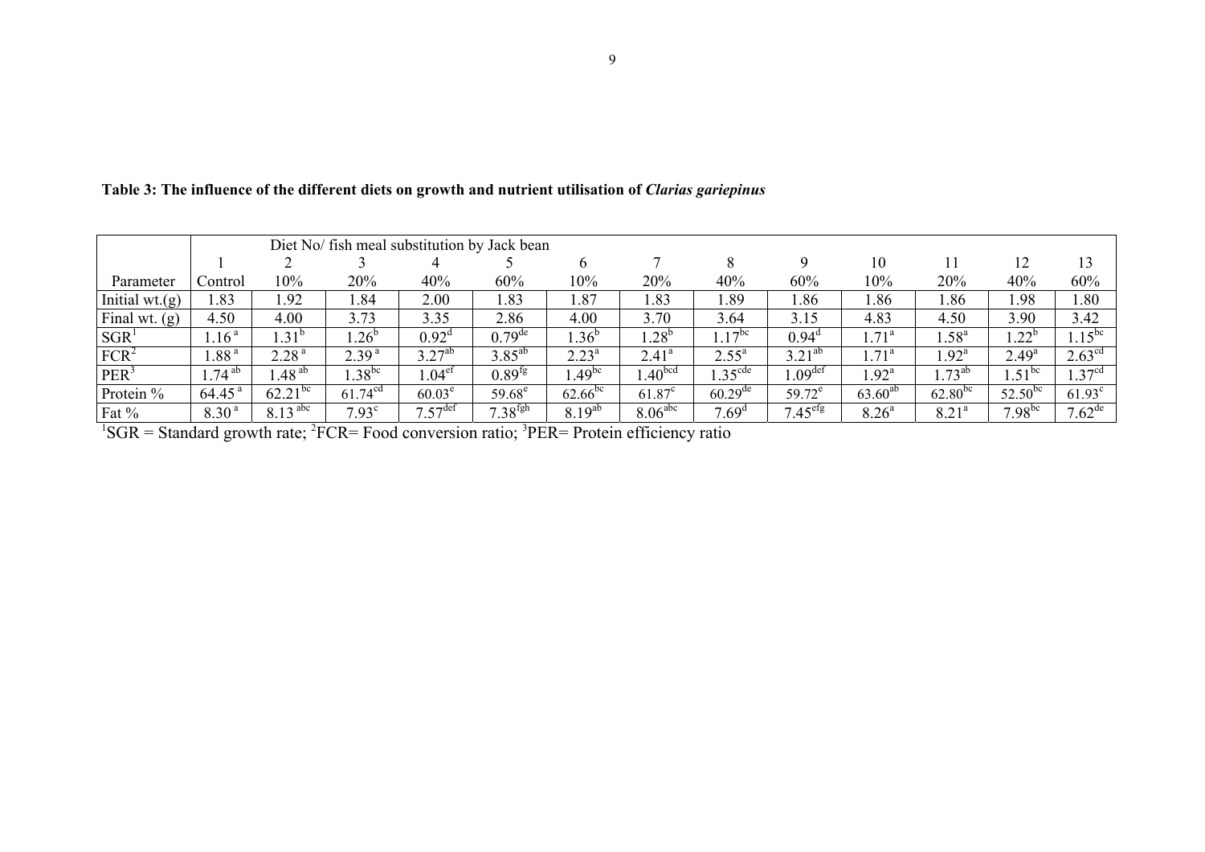**Table 3: The influence of the different diets on growth and nutrient utilisation of *Clarias gariepinus***

| | Diet No/ fish meal substitution by Jack bean | | | | | | | | | | | | |
|---|---|---|---|---|---|---|---|---|---|---|---|---|---|
| | 1 | 2 | 3 | 4 | 5 | 6 | 7 | 8 | 9 | 10 | 11 | 12 | 13 |
| Parameter | Control | 10% | 20% | 40% | 60% | 10% | 20% | 40% | 60% | 10% | 20% | 40% | 60% |
| Initial wt.(g) | 1.83 | 1.92 | 1.84 | 2.00 | 1.83 | 1.87 | 1.83 | 1.89 | 1.86 | 1.86 | 1.86 | 1.98 | 1.80 |
| Final wt. (g) | 4.50 | 4.00 | 3.73 | 3.35 | 2.86 | 4.00 | 3.70 | 3.64 | 3.15 | 4.83 | 4.50 | 3.90 | 3.42 |
| SGR[1] | $1.16^{a}$ | $1.31^{b}$ | $1.26^{b}$ | $0.92^{d}$ | $0.79^{de}$ | $1.36^{b}$ | $1.28^{b}$ | $1.17^{bc}$ | $0.94^{d}$ | $1.71^{a}$ | $1.58^{a}$ | $1.22^{b}$ | $1.15^{bc}$ |
| FCR[2] | $1.88^{a}$ | $2.28^{a}$ | $2.39^{a}$ | $3.27^{ab}$ | $3.85^{ab}$ | $2.23^{a}$ | $2.41^{a}$ | $2.55^{a}$ | $3.21^{ab}$ | $1.71^{a}$ | $1.92^{a}$ | $2.49^{a}$ | $2.63^{cd}$ |
| PER[3] | $1.74^{ab}$ | $1.48^{ab}$ | $1.38^{bc}$ | $1.04^{ef}$ | $0.89^{fg}$ | $1.49^{bc}$ | $1.40^{bcd}$ | $1.35^{cde}$ | $1.09^{def}$ | $1.92^{a}$ | $1.73^{ab}$ | $1.51^{bc}$ | $1.37^{cd}$ |
| Protein % | $64.45^{a}$ | $62.21^{bc}$ | $61.74^{cd}$ | $60.03^{e}$ | $59.68^{e}$ | $62.66^{bc}$ | $61.87^{c}$ | $60.29^{de}$ | $59.72^{e}$ | $63.60^{ab}$ | $62.80^{bc}$ | $52.50^{bc}$ | $61.93^{c}$ |
| Fat % | $8.30^{a}$ | $8.13^{abc}$ | $7.93^{c}$ | $7.57^{def}$ | $7.38^{fgh}$ | $8.19^{ab}$ | $8.06^{abc}$ | $7.69^{d}$ | $7.45^{efg}$ | $8.26^{a}$ | $8.21^{a}$ | $7.98^{bc}$ | $7.62^{de}$ |

[1]SGR = Standard growth rate; [2]FCR= Food conversion ratio; [3]PER= Protein efficiency ratio